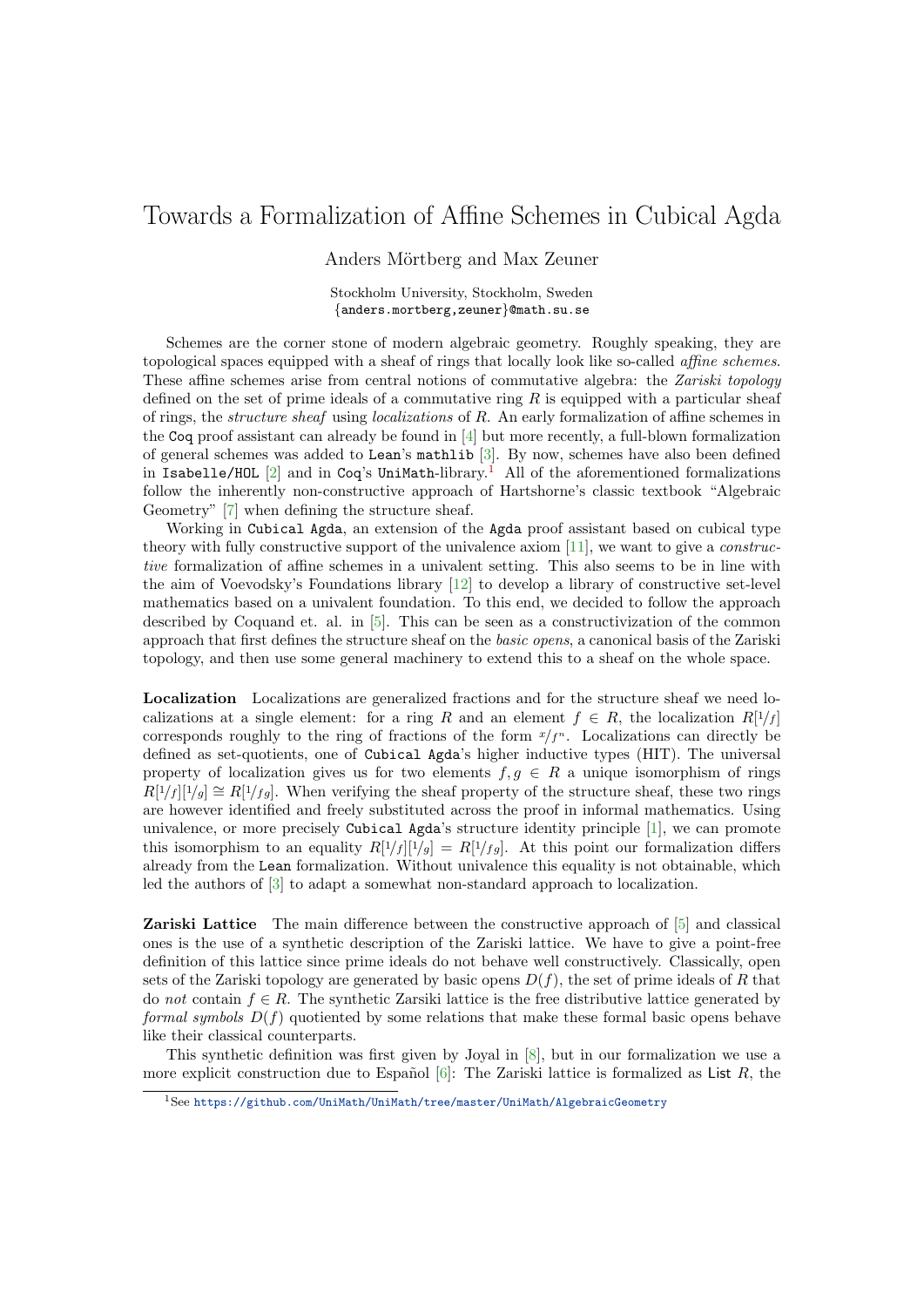# Towards a Formalization of Affine Schemes in Cubical Agda

Anders Mörtberg and Max Zeuner

Stockholm University, Stockholm, Sweden
{anders.mortberg,zeuner}@math.su.se

Schemes are the corner stone of modern algebraic geometry. Roughly speaking, they are topological spaces equipped with a sheaf of rings that locally look like so-called *affine schemes*. These affine schemes arise from central notions of commutative algebra: the *Zariski topology* defined on the set of prime ideals of a commutative ring $R$ is equipped with a particular sheaf of rings, the *structure sheaf* using *localizations* of $R$. An early formalization of affine schemes in the `Coq` proof assistant can already be found in [4] but more recently, a full-blown formalization of general schemes was added to `Lean`'s `mathlib` [3]. By now, schemes have also been defined in `Isabelle/HOL` [2] and in `Coq`'s `UniMath`-library.[1] All of the aforementioned formalizations follow the inherently non-constructive approach of Hartshorne's classic textbook "Algebraic Geometry" [7] when defining the structure sheaf.

Working in `Cubical Agda`, an extension of the `Agda` proof assistant based on cubical type theory with fully constructive support of the univalence axiom [11], we want to give a *constructive* formalization of affine schemes in a univalent setting. This also seems to be in line with the aim of Voevodsky's Foundations library [12] to develop a library of constructive set-level mathematics based on a univalent foundation. To this end, we decided to follow the approach described by Coquand et. al. in [5]. This can be seen as a constructivization of the common approach that first defines the structure sheaf on the *basic opens*, a canonical basis of the Zariski topology, and then use some general machinery to extend this to a sheaf on the whole space.

**Localization** Localizations are generalized fractions and for the structure sheaf we need localizations at a single element: for a ring $R$ and an element $f \in R$, the localization $R[1/f]$ corresponds roughly to the ring of fractions of the form $x/f^n$. Localizations can directly be defined as set-quotients, one of `Cubical Agda`'s higher inductive types (HIT). The universal property of localization gives us for two elements $f, g \in R$ a unique isomorphism of rings $R[1/f][1/g] \cong R[1/fg]$. When verifying the sheaf property of the structure sheaf, these two rings are however identified and freely substituted across the proof in informal mathematics. Using univalence, or more precisely `Cubical Agda`'s structure identity principle [1], we can promote this isomorphism to an equality $R[1/f][1/g] = R[1/fg]$. At this point our formalization differs already from the `Lean` formalization. Without univalence this equality is not obtainable, which led the authors of [3] to adapt a somewhat non-standard approach to localization.

**Zariski Lattice** The main difference between the constructive approach of [5] and classical ones is the use of a synthetic description of the Zariski lattice. We have to give a point-free definition of this lattice since prime ideals do not behave well constructively. Classically, open sets of the Zariski topology are generated by basic opens $D(f)$, the set of prime ideals of $R$ that do *not* contain $f \in R$. The synthetic Zarsiki lattice is the free distributive lattice generated by *formal symbols* $D(f)$ quotiented by some relations that make these formal basic opens behave like their classical counterparts.

This synthetic definition was first given by Joyal in [8], but in our formalization we use a more explicit construction due to Español [6]: The Zariski lattice is formalized as $\mathsf{List}\ R$, the

[1] See https://github.com/UniMath/UniMath/tree/master/UniMath/AlgebraicGeometry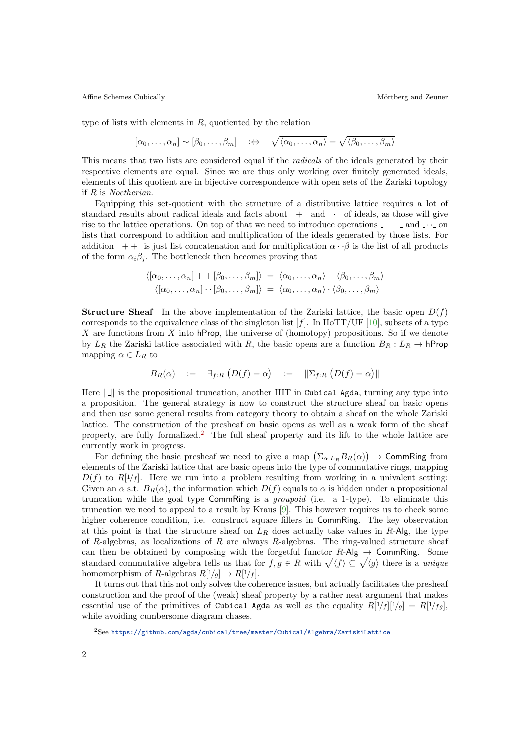type of lists with elements in $R$, quotiented by the relation

$$[\alpha_0, \dots, \alpha_n] \sim [\beta_0, \dots, \beta_m] \quad :\Leftrightarrow \quad \sqrt{\langle \alpha_0, \dots, \alpha_n \rangle} = \sqrt{\langle \beta_0, \dots, \beta_m \rangle}$$

This means that two lists are considered equal if the *radicals* of the ideals generated by their respective elements are equal. Since we are thus only working over finitely generated ideals, elements of this quotient are in bijective correspondence with open sets of the Zariski topology if $R$ is *Noetherian*.

Equipping this set-quotient with the structure of a distributive lattice requires a lot of standard results about radical ideals and facts about $\_ + \_$ and $\_ \cdot \_$ of ideals, as those will give rise to the lattice operations. On top of that we need to introduce operations $\_ {+}{+} \_$ and $\_ {\cdot}{\cdot} \_$ on lists that correspond to addition and multiplication of the ideals generated by those lists. For addition $\_ {+}{+} \_$ is just list concatenation and for multiplication $\alpha \cdot\cdot \beta$ is the list of all products of the form $\alpha_i \beta_j$. The bottleneck then becomes proving that

$$\begin{aligned}
\langle [\alpha_0, \dots, \alpha_n] + + [\beta_0, \dots, \beta_m] \rangle &= \langle \alpha_0, \dots, \alpha_n \rangle + \langle \beta_0, \dots, \beta_m \rangle \\
\langle [\alpha_0, \dots, \alpha_n] \cdot\cdot [\beta_0, \dots, \beta_m] \rangle &= \langle \alpha_0, \dots, \alpha_n \rangle \cdot \langle \beta_0, \dots, \beta_m \rangle
\end{aligned}$$

**Structure Sheaf** In the above implementation of the Zariski lattice, the basic open $D(f)$ corresponds to the equivalence class of the singleton list $[f]$. In HoTT/UF [10], subsets of a type $X$ are functions from $X$ into hProp, the universe of (homotopy) propositions. So if we denote by $L_R$ the Zariski lattice associated with $R$, the basic opens are a function $B_R : L_R \to \mathsf{hProp}$ mapping $\alpha \in L_R$ to

$$B_R(\alpha) \quad := \quad \exists_{f:R} \big(D(f) = \alpha\big) \quad := \quad \|\Sigma_{f:R} \big(D(f) = \alpha\big)\|$$

Here $\|\_\|$ is the propositional truncation, another HIT in `Cubical Agda`, turning any type into a proposition. The general strategy is now to construct the structure sheaf on basic opens and then use some general results from category theory to obtain a sheaf on the whole Zariski lattice. The construction of the presheaf on basic opens as well as a weak form of the sheaf property, are fully formalized.[2] The full sheaf property and its lift to the whole lattice are currently work in progress.

For defining the basic presheaf we need to give a map $\big(\Sigma_{\alpha:L_R} B_R(\alpha)\big) \to \mathsf{CommRing}$ from elements of the Zariski lattice that are basic opens into the type of commutative rings, mapping $D(f)$ to $R[1/f]$. Here we run into a problem resulting from working in a univalent setting: Given an $\alpha$ s.t. $B_R(\alpha)$, the information which $D(f)$ equals to $\alpha$ is hidden under a propositional truncation while the goal type CommRing is a *groupoid* (i.e. a 1-type). To eliminate this truncation we need to appeal to a result by Kraus [9]. This however requires us to check some higher coherence condition, i.e. construct square fillers in CommRing. The key observation at this point is that the structure sheaf on $L_R$ does actually take values in $R$-Alg, the type of $R$-algebras, as localizations of $R$ are always $R$-algebras. The ring-valued structure sheaf can then be obtained by composing with the forgetful functor $R\text{-}\mathsf{Alg} \to \mathsf{CommRing}$. Some standard commutative algebra tells us that for $f, g \in R$ with $\sqrt{\langle f \rangle} \subseteq \sqrt{\langle g \rangle}$ there is a *unique* homomorphism of $R$-algebras $R[1/g] \to R[1/f]$.

It turns out that this not only solves the coherence issues, but actually facilitates the presheaf construction and the proof of the (weak) sheaf property by a rather neat argument that makes essential use of the primitives of `Cubical Agda` as well as the equality $R[1/f][1/g] = R[1/fg]$, while avoiding cumbersome diagram chases.

[2] See https://github.com/agda/cubical/tree/master/Cubical/Algebra/ZariskiLattice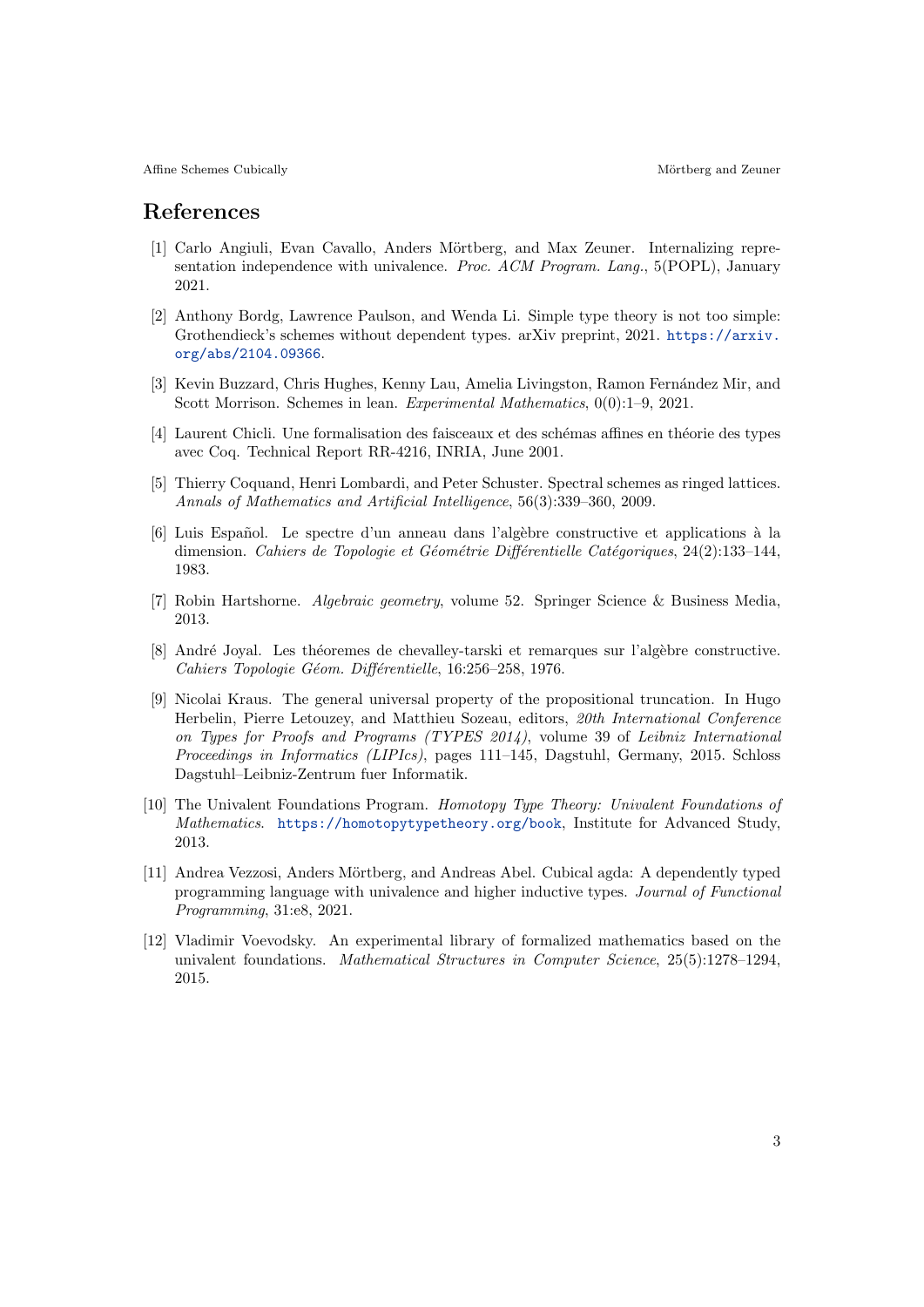## References

[1] Carlo Angiuli, Evan Cavallo, Anders Mörtberg, and Max Zeuner. Internalizing representation independence with univalence. *Proc. ACM Program. Lang.*, 5(POPL), January 2021.

[2] Anthony Bordg, Lawrence Paulson, and Wenda Li. Simple type theory is not too simple: Grothendieck's schemes without dependent types. arXiv preprint, 2021. https://arxiv.org/abs/2104.09366.

[3] Kevin Buzzard, Chris Hughes, Kenny Lau, Amelia Livingston, Ramon Fernández Mir, and Scott Morrison. Schemes in lean. *Experimental Mathematics*, 0(0):1–9, 2021.

[4] Laurent Chicli. Une formalisation des faisceaux et des schémas affines en théorie des types avec Coq. Technical Report RR-4216, INRIA, June 2001.

[5] Thierry Coquand, Henri Lombardi, and Peter Schuster. Spectral schemes as ringed lattices. *Annals of Mathematics and Artificial Intelligence*, 56(3):339–360, 2009.

[6] Luis Español. Le spectre d'un anneau dans l'algèbre constructive et applications à la dimension. *Cahiers de Topologie et Géométrie Différentielle Catégoriques*, 24(2):133–144, 1983.

[7] Robin Hartshorne. *Algebraic geometry*, volume 52. Springer Science & Business Media, 2013.

[8] André Joyal. Les théoremes de chevalley-tarski et remarques sur l'algèbre constructive. *Cahiers Topologie Géom. Différentielle*, 16:256–258, 1976.

[9] Nicolai Kraus. The general universal property of the propositional truncation. In Hugo Herbelin, Pierre Letouzey, and Matthieu Sozeau, editors, *20th International Conference on Types for Proofs and Programs (TYPES 2014)*, volume 39 of *Leibniz International Proceedings in Informatics (LIPIcs)*, pages 111–145, Dagstuhl, Germany, 2015. Schloss Dagstuhl–Leibniz-Zentrum fuer Informatik.

[10] The Univalent Foundations Program. *Homotopy Type Theory: Univalent Foundations of Mathematics*. https://homotopytypetheory.org/book, Institute for Advanced Study, 2013.

[11] Andrea Vezzosi, Anders Mörtberg, and Andreas Abel. Cubical agda: A dependently typed programming language with univalence and higher inductive types. *Journal of Functional Programming*, 31:e8, 2021.

[12] Vladimir Voevodsky. An experimental library of formalized mathematics based on the univalent foundations. *Mathematical Structures in Computer Science*, 25(5):1278–1294, 2015.